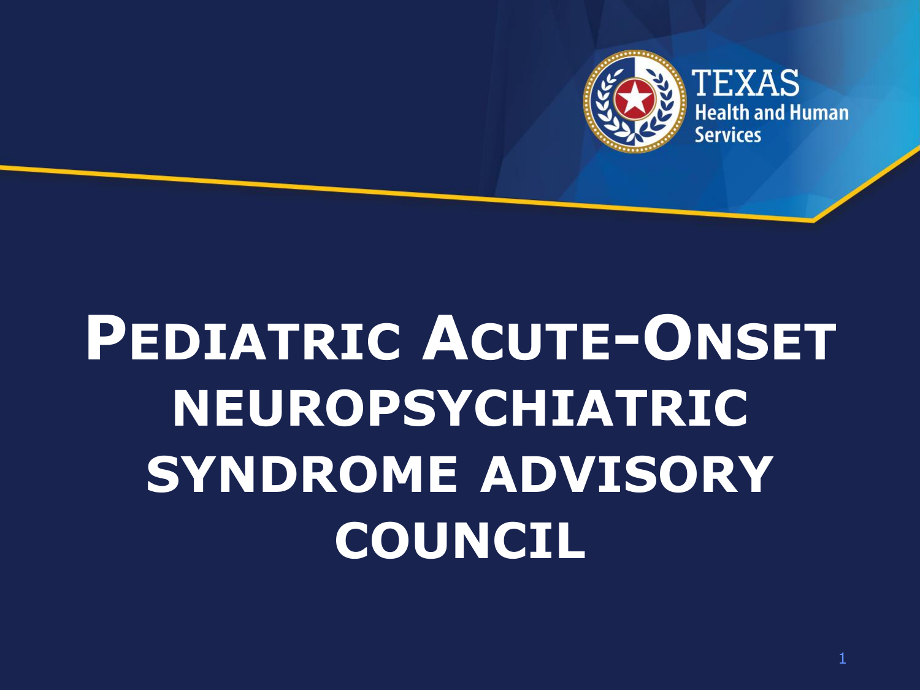TEXAS
Health and Human Services

# Pediatric Acute-Onset Neuropsychiatric Syndrome Advisory Council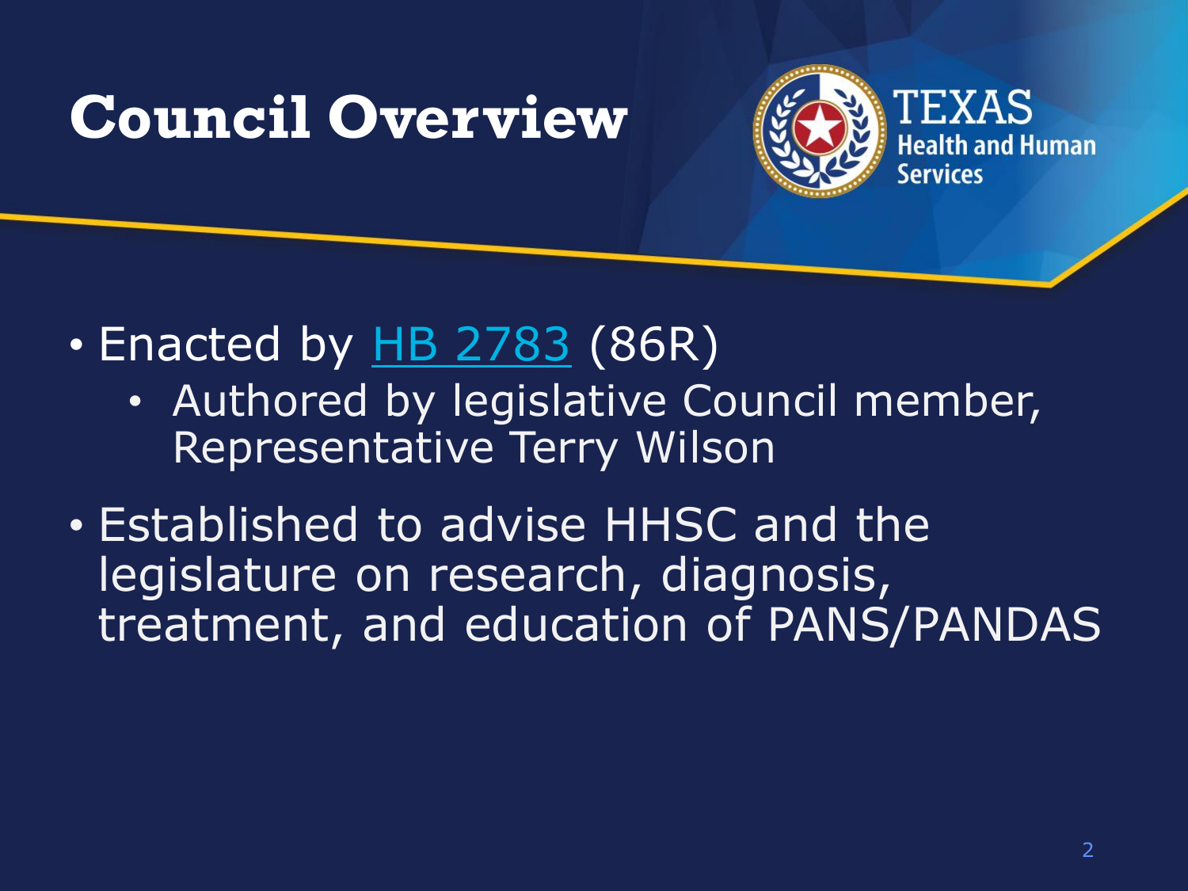# Council Overview

- Enacted by HB 2783 (86R)
    - Authored by legislative Council member, Representative Terry Wilson
- Established to advise HHSC and the legislature on research, diagnosis, treatment, and education of PANS/PANDAS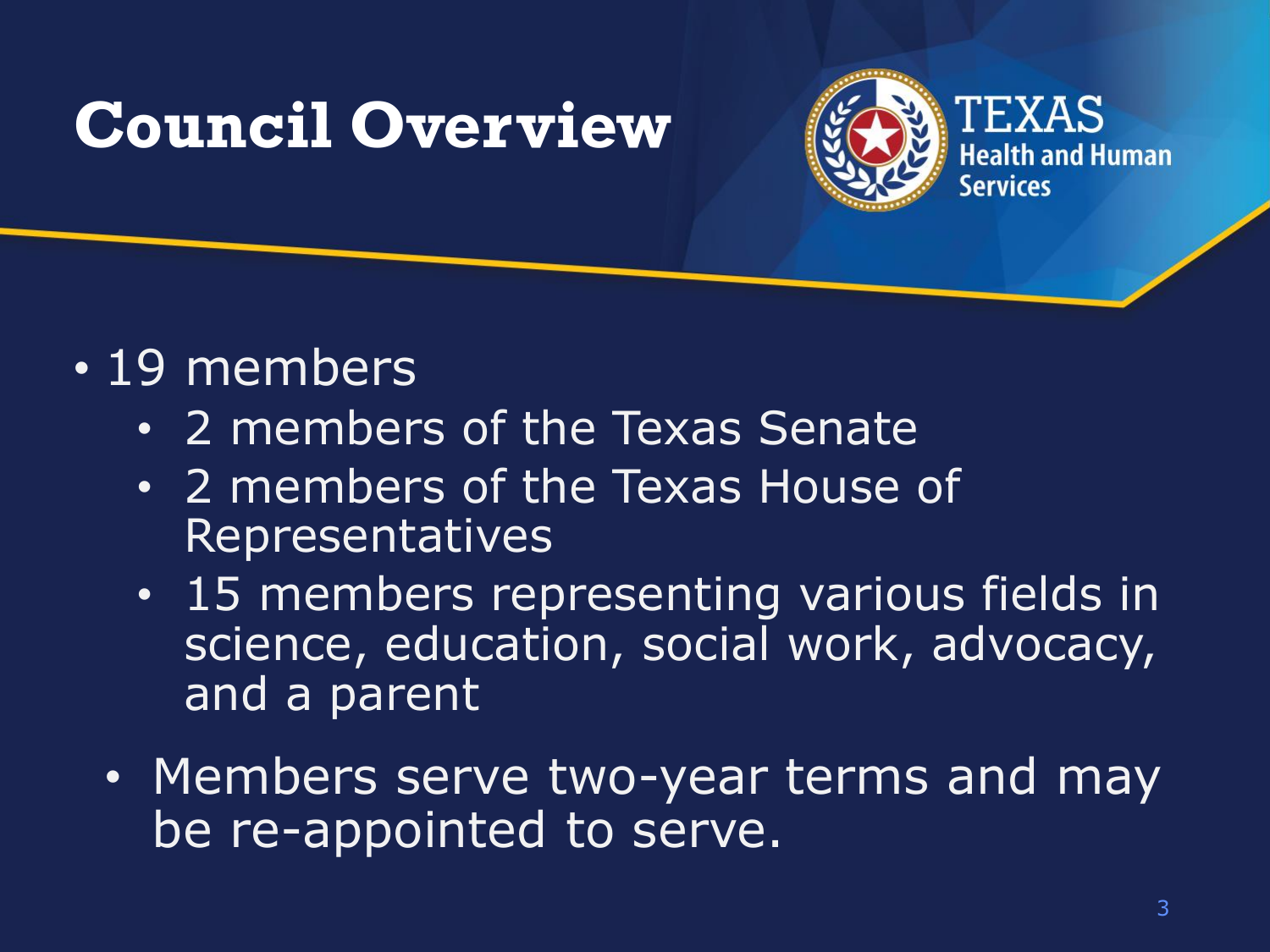# Council Overview

- 19 members
  - 2 members of the Texas Senate
  - 2 members of the Texas House of Representatives
  - 15 members representing various fields in science, education, social work, advocacy, and a parent
- Members serve two-year terms and may be re-appointed to serve.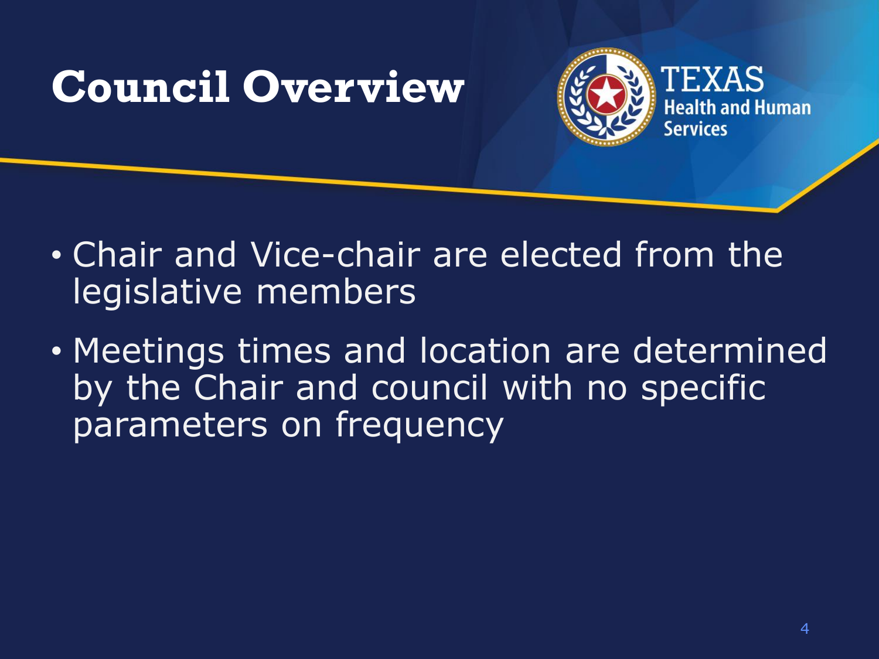# Council Overview

- Chair and Vice-chair are elected from the legislative members
- Meetings times and location are determined by the Chair and council with no specific parameters on frequency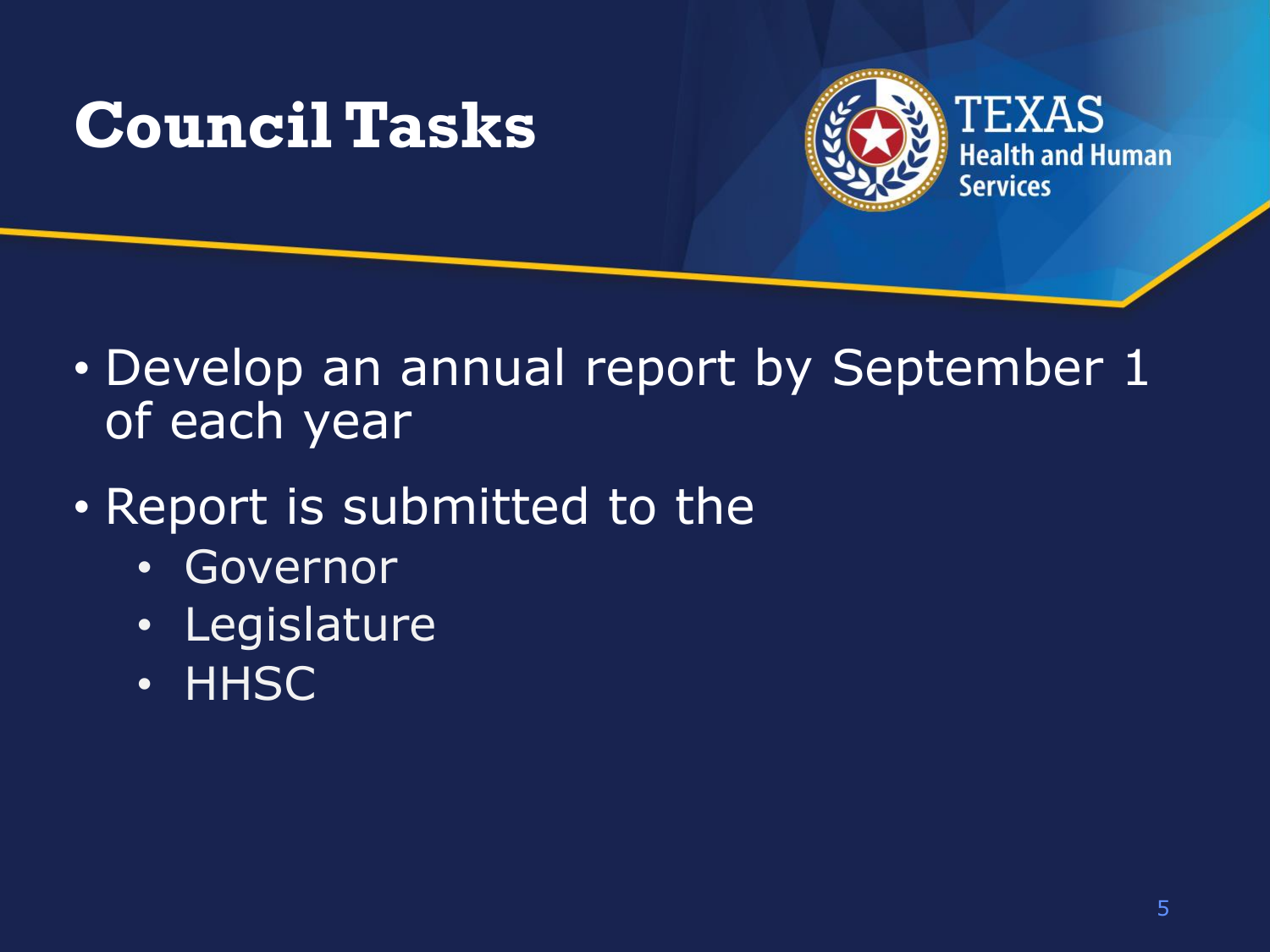# Council Tasks

- Develop an annual report by September 1 of each year
- Report is submitted to the
  - Governor
  - Legislature
  - HHSC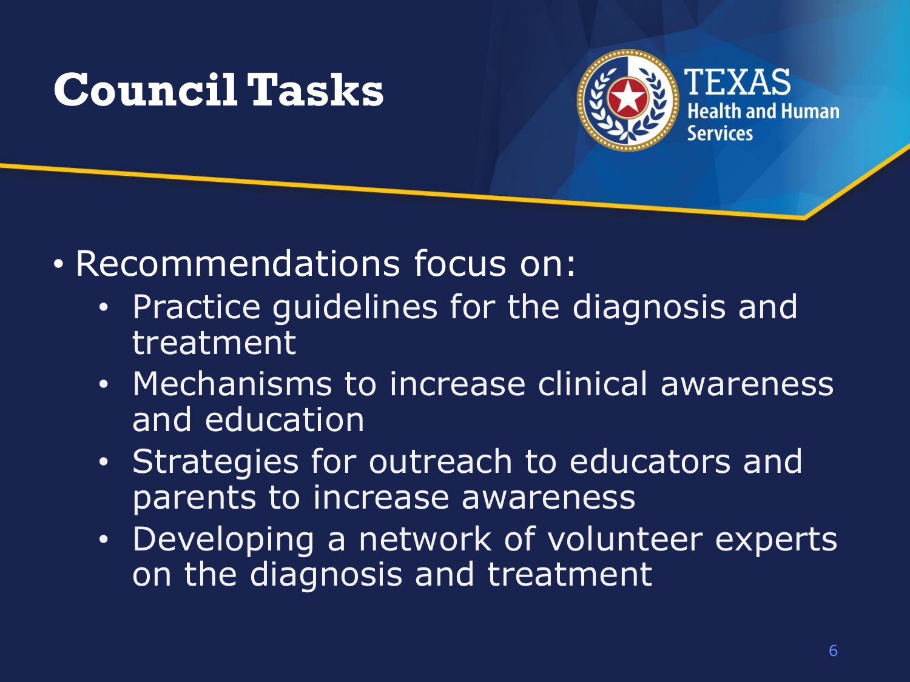# Council Tasks

- Recommendations focus on:
  - Practice guidelines for the diagnosis and treatment
  - Mechanisms to increase clinical awareness and education
  - Strategies for outreach to educators and parents to increase awareness
  - Developing a network of volunteer experts on the diagnosis and treatment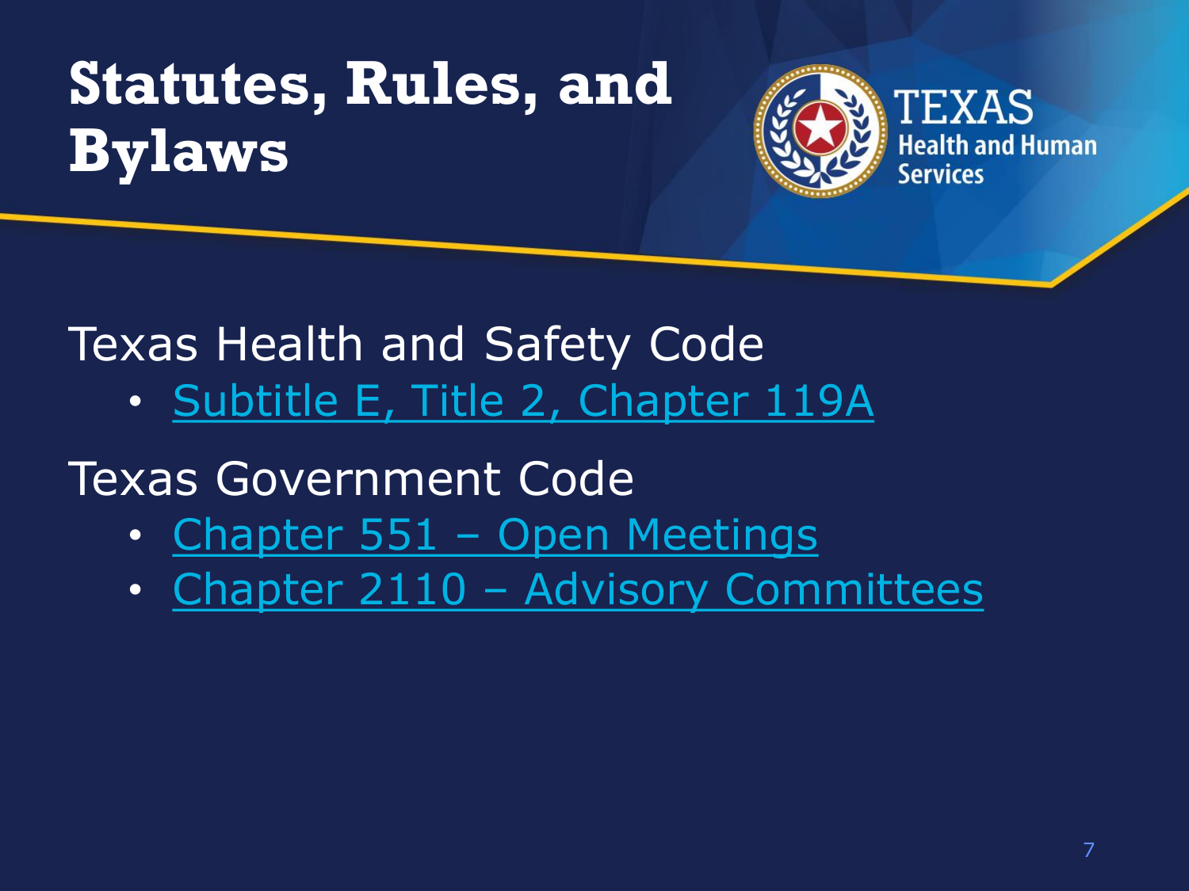# Statutes, Rules, and Bylaws

Texas Health and Safety Code

- Subtitle E, Title 2, Chapter 119A

Texas Government Code

- Chapter 551 – Open Meetings
- Chapter 2110 – Advisory Committees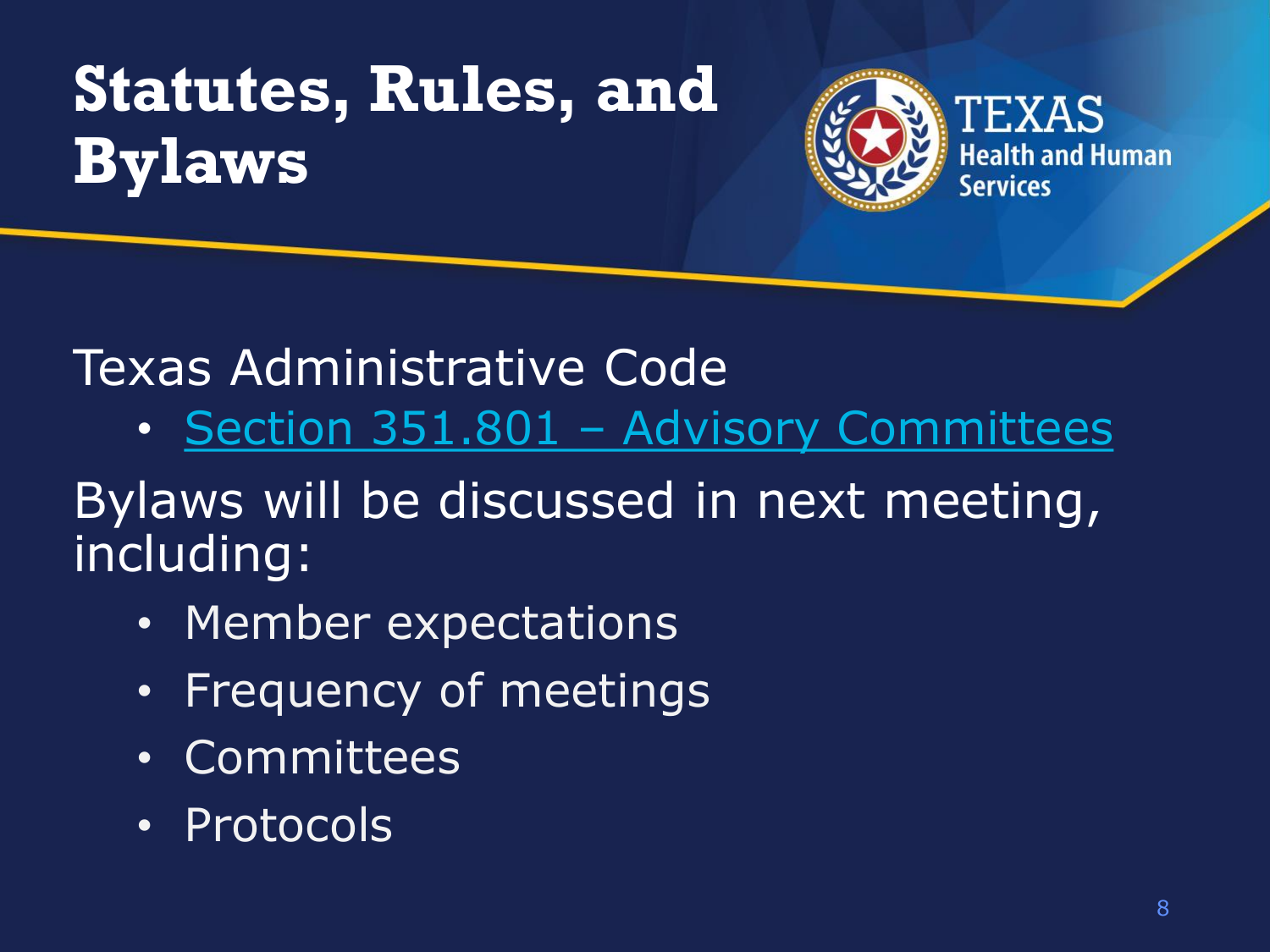# Statutes, Rules, and Bylaws

Texas Administrative Code

- Section 351.801 – Advisory Committees

Bylaws will be discussed in next meeting, including:

- Member expectations
- Frequency of meetings
- Committees
- Protocols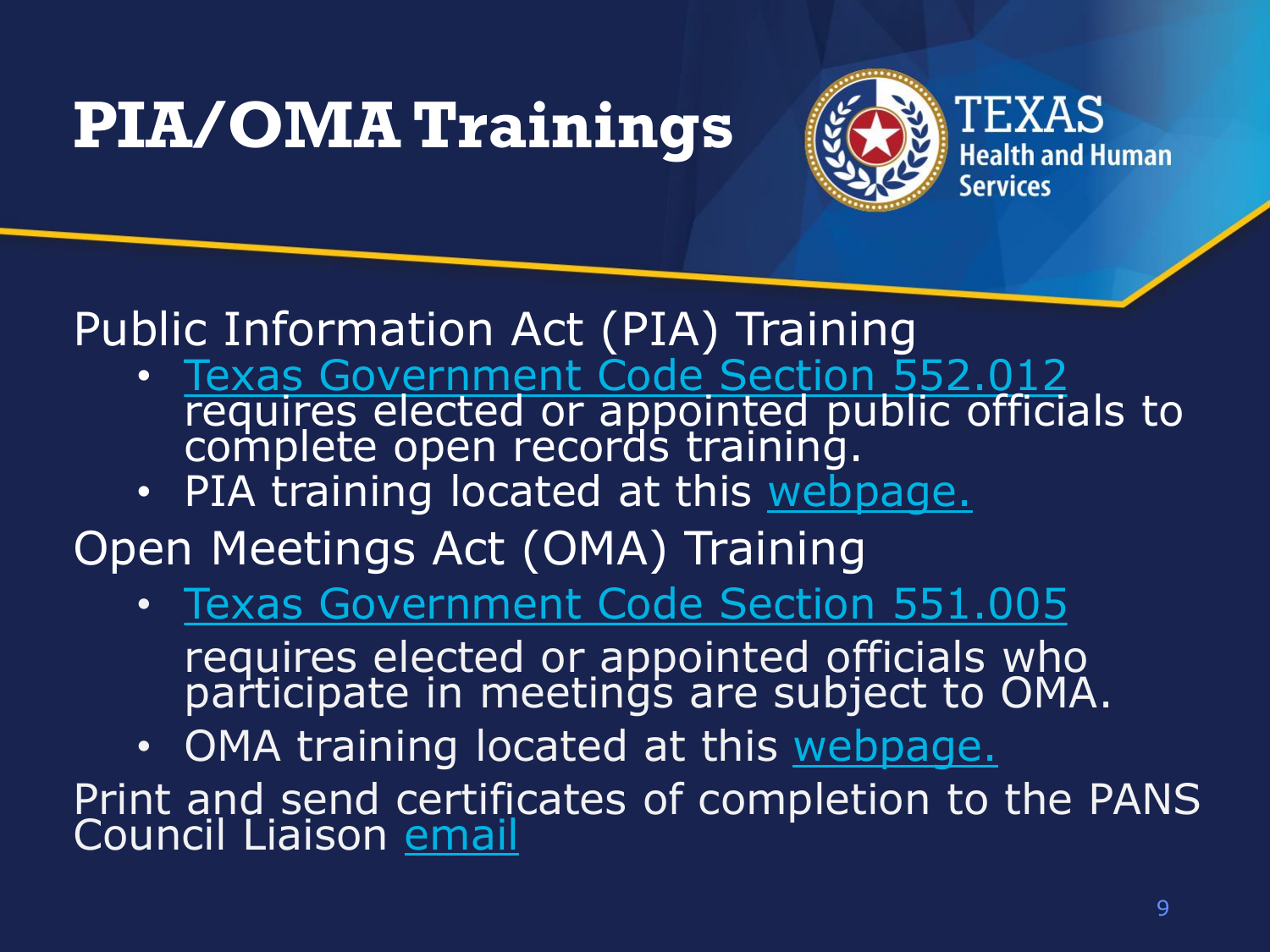# PIA/OMA Trainings

TEXAS Health and Human Services

Public Information Act (PIA) Training

- Texas Government Code Section 552.012 requires elected or appointed public officials to complete open records training.
- PIA training located at this webpage.

Open Meetings Act (OMA) Training

- Texas Government Code Section 551.005 requires elected or appointed officials who participate in meetings are subject to OMA.
- OMA training located at this webpage.

Print and send certificates of completion to the PANS Council Liaison email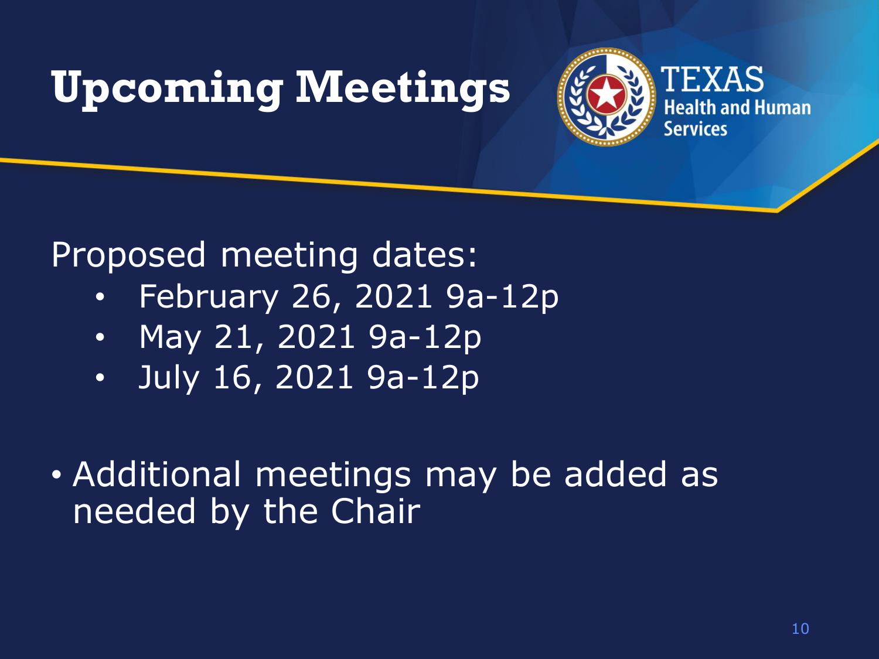# Upcoming Meetings

Proposed meeting dates:

- February 26, 2021 9a-12p
- May 21, 2021 9a-12p
- July 16, 2021 9a-12p

- Additional meetings may be added as needed by the Chair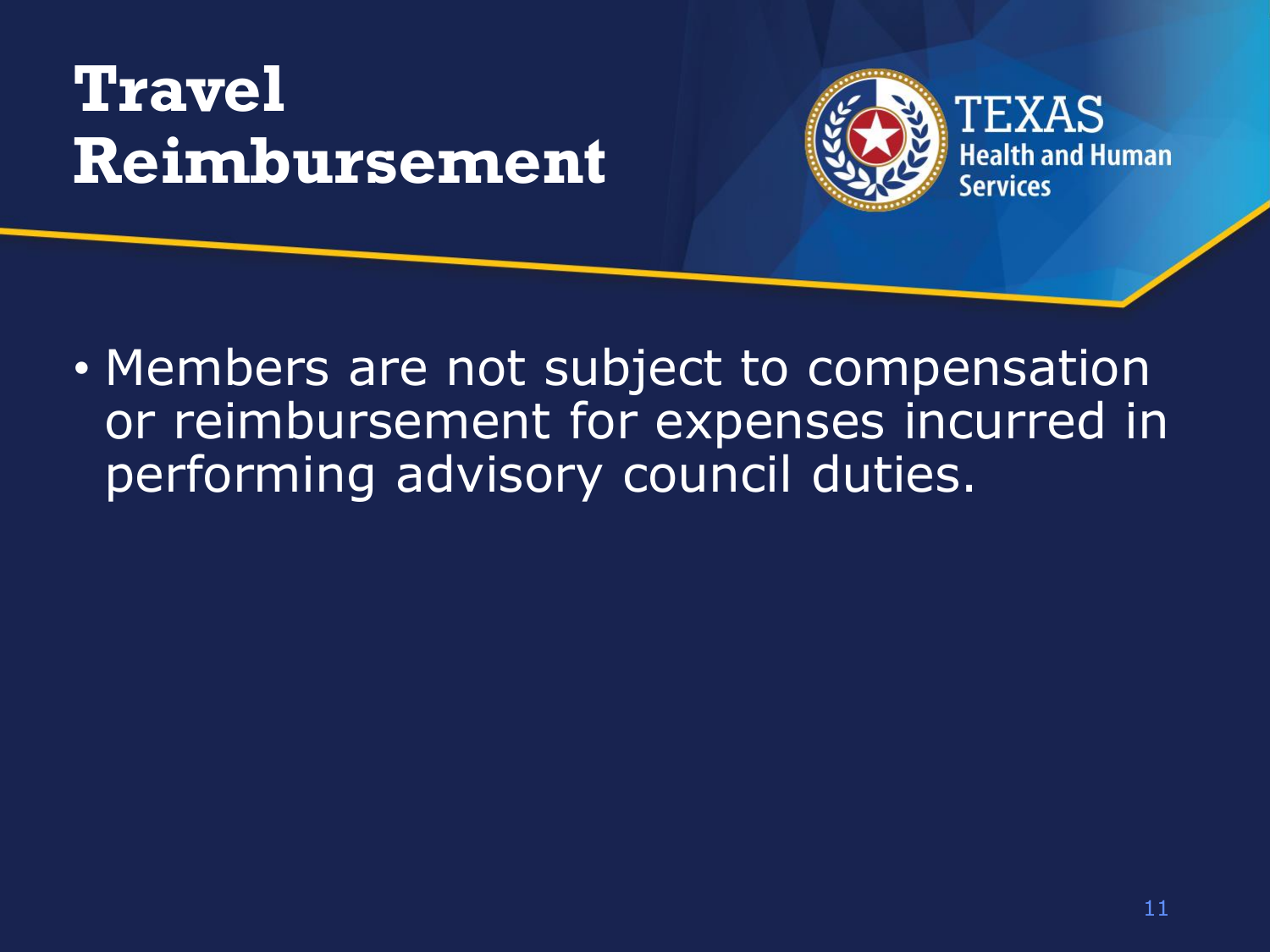# Travel Reimbursement

- Members are not subject to compensation or reimbursement for expenses incurred in performing advisory council duties.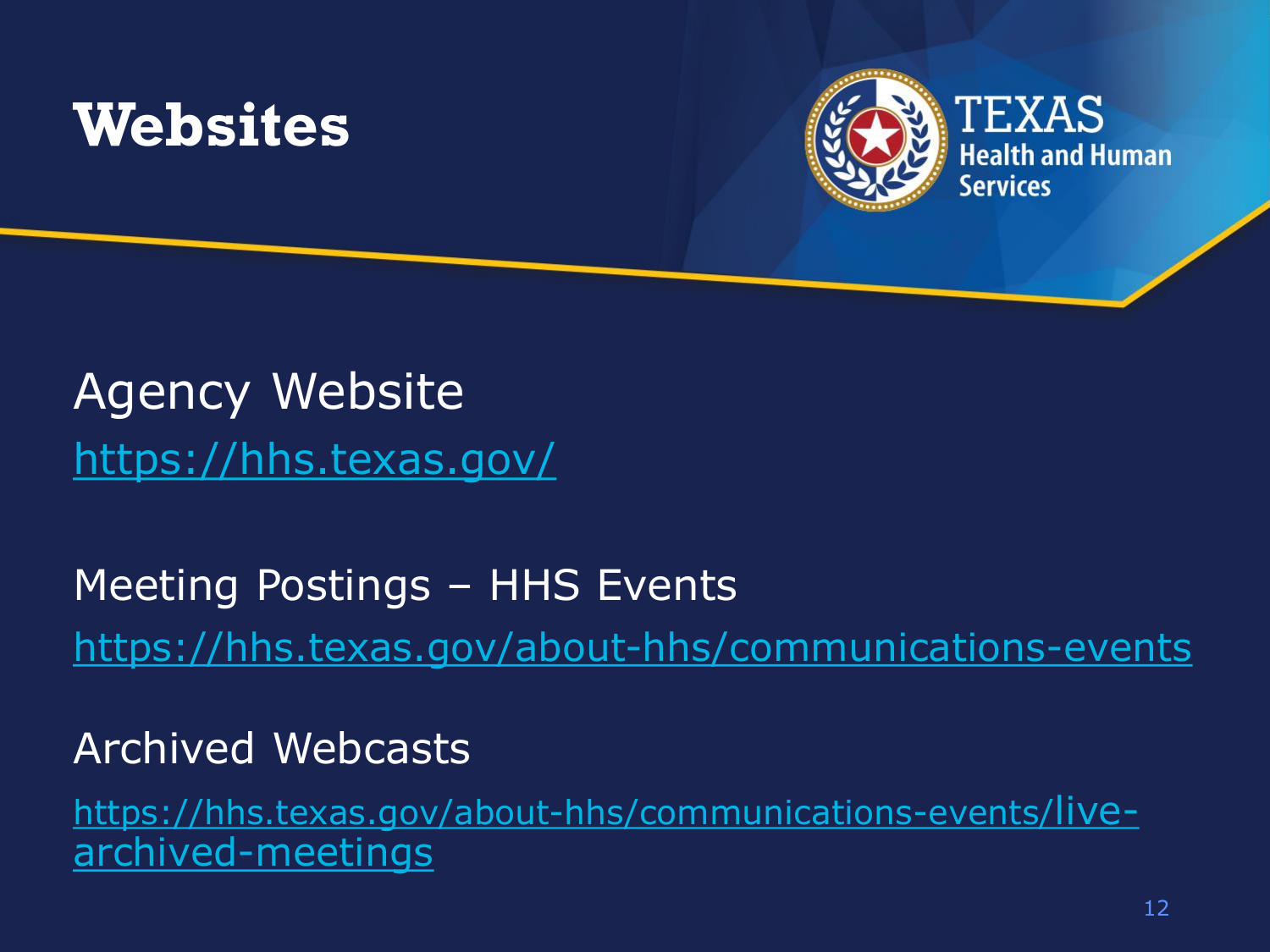# Websites

Agency Website

https://hhs.texas.gov/

Meeting Postings – HHS Events

https://hhs.texas.gov/about-hhs/communications-events

Archived Webcasts

https://hhs.texas.gov/about-hhs/communications-events/live-archived-meetings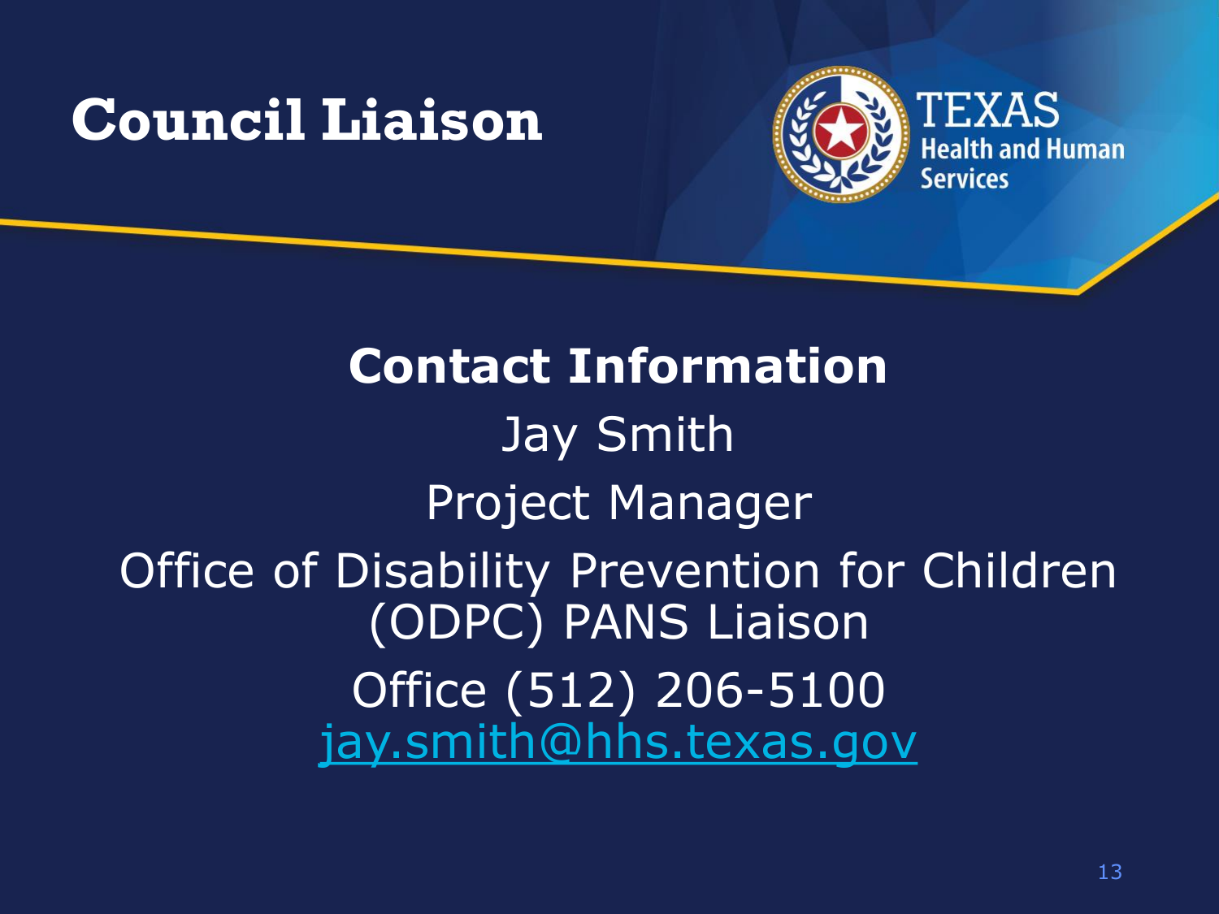# Council Liaison

TEXAS Health and Human Services

## Contact Information

Jay Smith

Project Manager

Office of Disability Prevention for Children (ODPC) PANS Liaison

Office (512) 206-5100

jay.smith@hhs.texas.gov